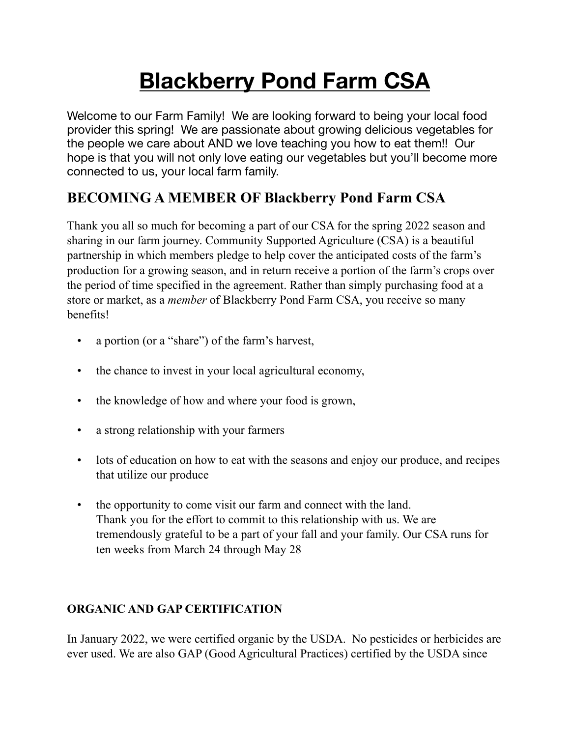# Blackberry Pond Farm CSA

Welcome to our Farm Family! We are looking forward to being your local food provider this spring! We are passionate about growing delicious vegetables for the people we care about AND we love teaching you how to eat them!! Our hope is that you will not only love eating our vegetables but you'll become more connected to us, your local farm family.

## BECOMING A MEMBER OF Blackberry Pond Farm CSA

Thank you all so much for becoming a part of our CSA for the spring 2022 season and sharing in our farm journey. Community Supported Agriculture (CSA) is a beautiful partnership in which members pledge to help cover the anticipated costs of the farm's production for a growing season, and in return receive a portion of the farm's crops over the period of time specified in the agreement. Rather than simply purchasing food at a store or market, as a *member* of Blackberry Pond Farm CSA, you receive so many benefits!

- a portion (or a "share") of the farm's harvest,
- the chance to invest in your local agricultural economy,
- the knowledge of how and where your food is grown,
- a strong relationship with your farmers
- lots of education on how to eat with the seasons and enjoy our produce, and recipes that utilize our produce
- the opportunity to come visit our farm and connect with the land.
  Thank you for the effort to commit to this relationship with us. We are tremendously grateful to be a part of your fall and your family. Our CSA runs for ten weeks from March 24 through May 28

#### ORGANIC AND GAP CERTIFICATION

In January 2022, we were certified organic by the USDA. No pesticides or herbicides are ever used. We are also GAP (Good Agricultural Practices) certified by the USDA since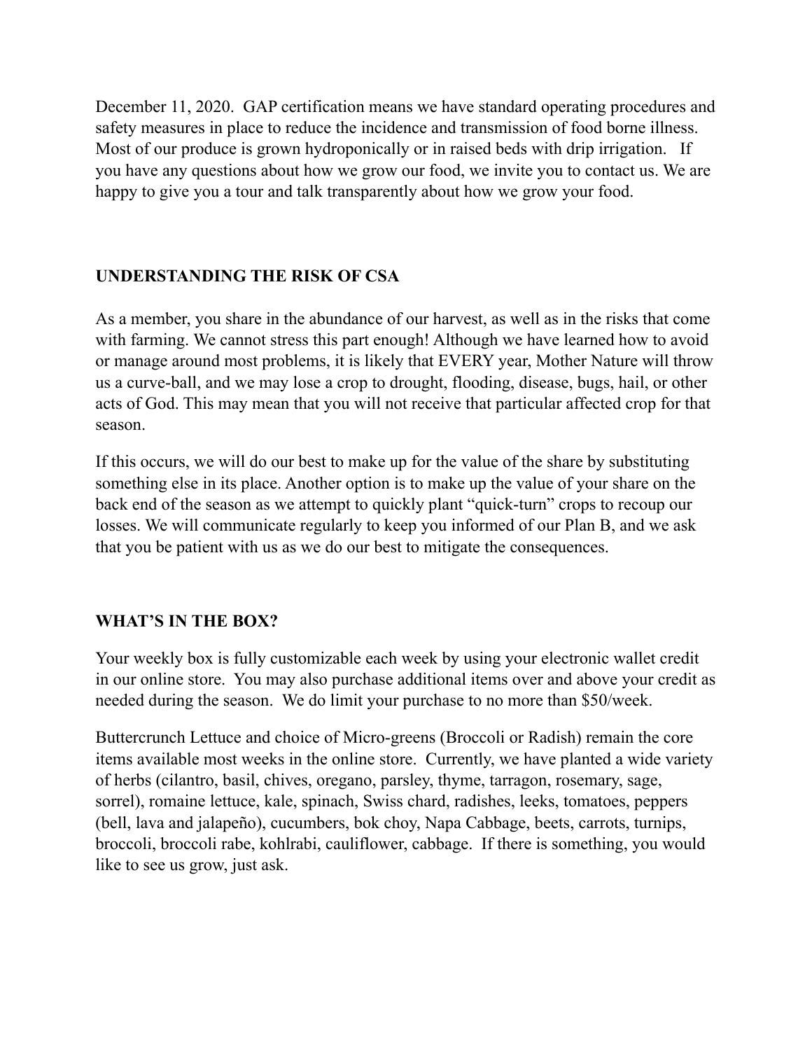December 11, 2020. GAP certification means we have standard operating procedures and safety measures in place to reduce the incidence and transmission of food borne illness. Most of our produce is grown hydroponically or in raised beds with drip irrigation. If you have any questions about how we grow our food, we invite you to contact us. We are happy to give you a tour and talk transparently about how we grow your food.

## UNDERSTANDING THE RISK OF CSA

As a member, you share in the abundance of our harvest, as well as in the risks that come with farming. We cannot stress this part enough! Although we have learned how to avoid or manage around most problems, it is likely that EVERY year, Mother Nature will throw us a curve-ball, and we may lose a crop to drought, flooding, disease, bugs, hail, or other acts of God. This may mean that you will not receive that particular affected crop for that season.

If this occurs, we will do our best to make up for the value of the share by substituting something else in its place. Another option is to make up the value of your share on the back end of the season as we attempt to quickly plant "quick-turn" crops to recoup our losses. We will communicate regularly to keep you informed of our Plan B, and we ask that you be patient with us as we do our best to mitigate the consequences.

## WHAT'S IN THE BOX?

Your weekly box is fully customizable each week by using your electronic wallet credit in our online store. You may also purchase additional items over and above your credit as needed during the season. We do limit your purchase to no more than $50/week.

Buttercrunch Lettuce and choice of Micro-greens (Broccoli or Radish) remain the core items available most weeks in the online store. Currently, we have planted a wide variety of herbs (cilantro, basil, chives, oregano, parsley, thyme, tarragon, rosemary, sage, sorrel), romaine lettuce, kale, spinach, Swiss chard, radishes, leeks, tomatoes, peppers (bell, lava and jalapeño), cucumbers, bok choy, Napa Cabbage, beets, carrots, turnips, broccoli, broccoli rabe, kohlrabi, cauliflower, cabbage. If there is something, you would like to see us grow, just ask.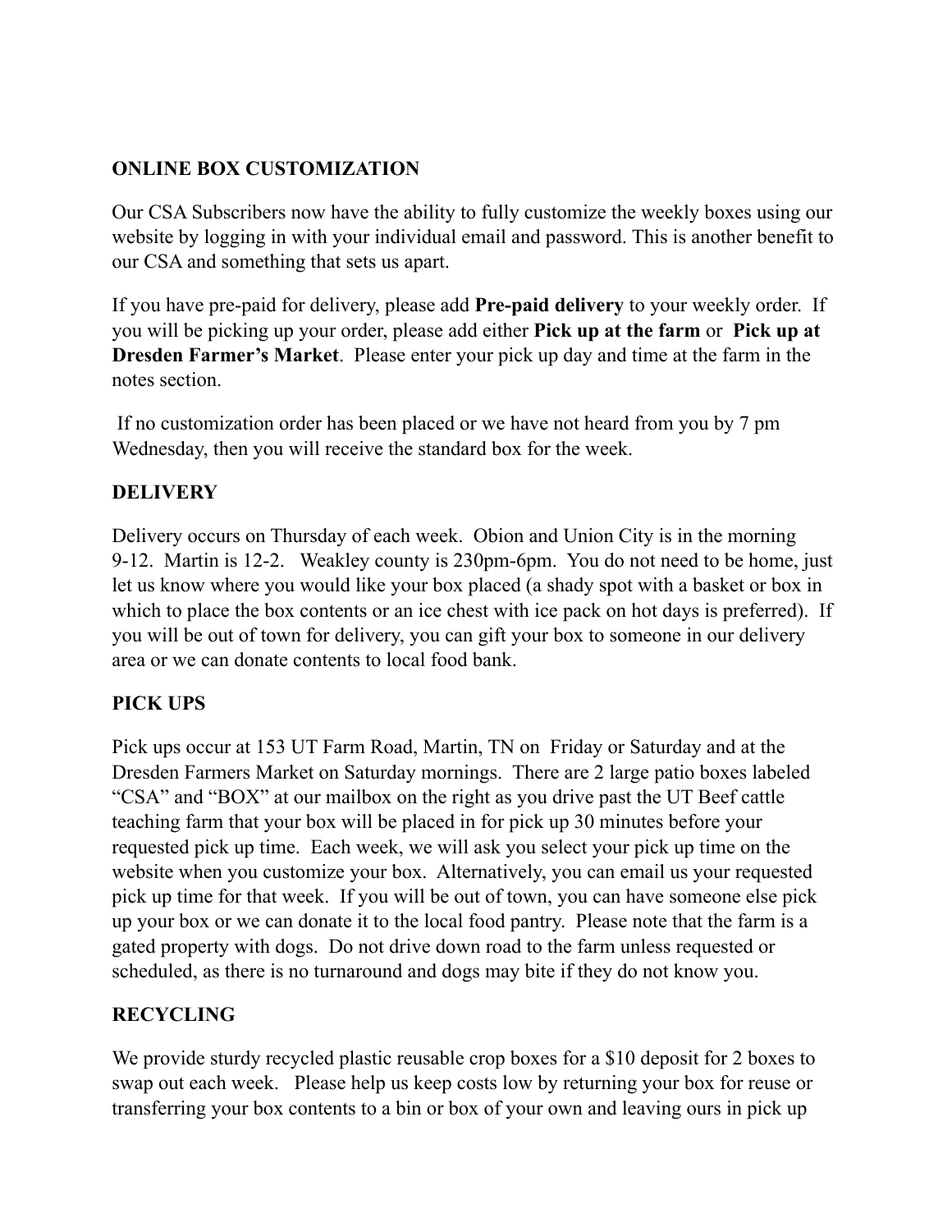## ONLINE BOX CUSTOMIZATION

Our CSA Subscribers now have the ability to fully customize the weekly boxes using our website by logging in with your individual email and password. This is another benefit to our CSA and something that sets us apart.

If you have pre-paid for delivery, please add **Pre-paid delivery** to your weekly order. If you will be picking up your order, please add either **Pick up at the farm** or **Pick up at Dresden Farmer's Market**. Please enter your pick up day and time at the farm in the notes section.

If no customization order has been placed or we have not heard from you by 7 pm Wednesday, then you will receive the standard box for the week.

## DELIVERY

Delivery occurs on Thursday of each week. Obion and Union City is in the morning 9-12. Martin is 12-2. Weakley county is 230pm-6pm. You do not need to be home, just let us know where you would like your box placed (a shady spot with a basket or box in which to place the box contents or an ice chest with ice pack on hot days is preferred). If you will be out of town for delivery, you can gift your box to someone in our delivery area or we can donate contents to local food bank.

## PICK UPS

Pick ups occur at 153 UT Farm Road, Martin, TN on Friday or Saturday and at the Dresden Farmers Market on Saturday mornings. There are 2 large patio boxes labeled "CSA" and "BOX" at our mailbox on the right as you drive past the UT Beef cattle teaching farm that your box will be placed in for pick up 30 minutes before your requested pick up time. Each week, we will ask you select your pick up time on the website when you customize your box. Alternatively, you can email us your requested pick up time for that week. If you will be out of town, you can have someone else pick up your box or we can donate it to the local food pantry. Please note that the farm is a gated property with dogs. Do not drive down road to the farm unless requested or scheduled, as there is no turnaround and dogs may bite if they do not know you.

## RECYCLING

We provide sturdy recycled plastic reusable crop boxes for a $10 deposit for 2 boxes to swap out each week. Please help us keep costs low by returning your box for reuse or transferring your box contents to a bin or box of your own and leaving ours in pick up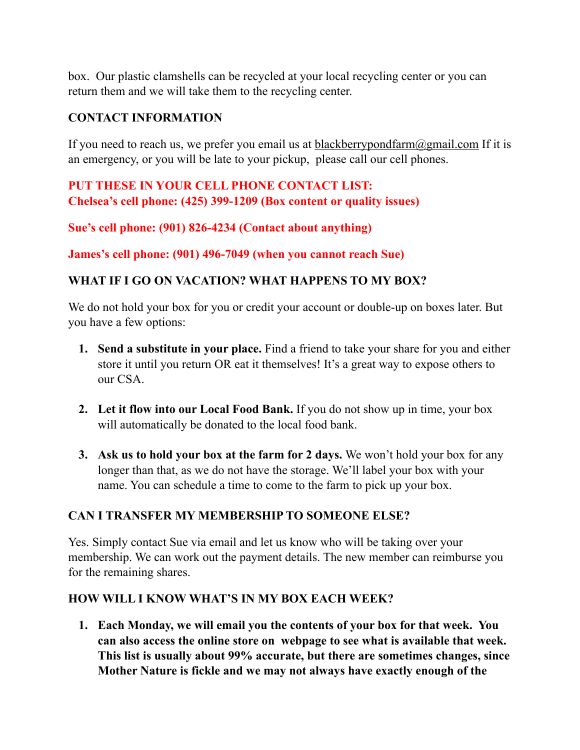box. Our plastic clamshells can be recycled at your local recycling center or you can return them and we will take them to the recycling center.

## CONTACT INFORMATION

If you need to reach us, we prefer you email us at blackberrypondfarm@gmail.com If it is an emergency, or you will be late to your pickup, please call our cell phones.

**PUT THESE IN YOUR CELL PHONE CONTACT LIST:**
**Chelsea's cell phone: (425) 399-1209 (Box content or quality issues)**

**Sue's cell phone: (901) 826-4234 (Contact about anything)**

**James's cell phone: (901) 496-7049 (when you cannot reach Sue)**

## WHAT IF I GO ON VACATION? WHAT HAPPENS TO MY BOX?

We do not hold your box for you or credit your account or double-up on boxes later. But you have a few options:

1. **Send a substitute in your place.** Find a friend to take your share for you and either store it until you return OR eat it themselves! It's a great way to expose others to our CSA.

2. **Let it flow into our Local Food Bank.** If you do not show up in time, your box will automatically be donated to the local food bank.

3. **Ask us to hold your box at the farm for 2 days.** We won't hold your box for any longer than that, as we do not have the storage. We'll label your box with your name. You can schedule a time to come to the farm to pick up your box.

## CAN I TRANSFER MY MEMBERSHIP TO SOMEONE ELSE?

Yes. Simply contact Sue via email and let us know who will be taking over your membership. We can work out the payment details. The new member can reimburse you for the remaining shares.

## HOW WILL I KNOW WHAT'S IN MY BOX EACH WEEK?

1. **Each Monday, we will email you the contents of your box for that week. You can also access the online store on webpage to see what is available that week. This list is usually about 99% accurate, but there are sometimes changes, since Mother Nature is fickle and we may not always have exactly enough of the**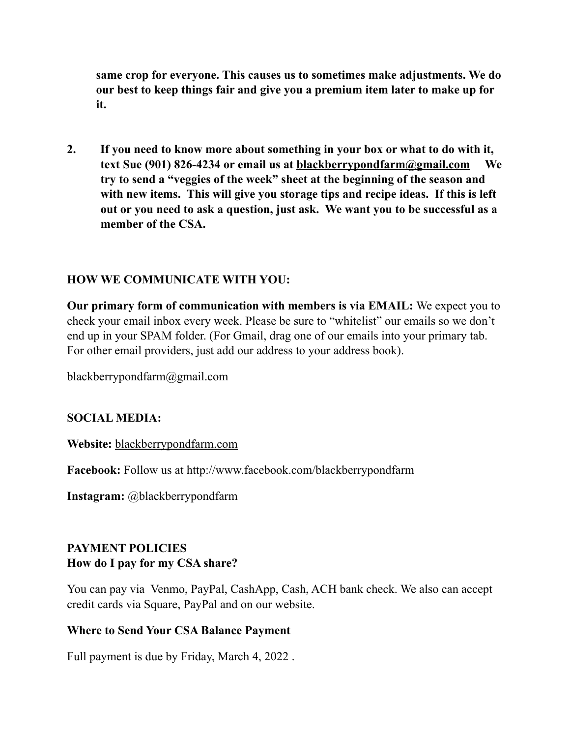**same crop for everyone. This causes us to sometimes make adjustments. We do our best to keep things fair and give you a premium item later to make up for it.**

2. **If you need to know more about something in your box or what to do with it, text Sue (901) 826-4234 or email us at blackberrypondfarm@gmail.com We try to send a "veggies of the week" sheet at the beginning of the season and with new items. This will give you storage tips and recipe ideas. If this is left out or you need to ask a question, just ask. We want you to be successful as a member of the CSA.**

## HOW WE COMMUNICATE WITH YOU:

**Our primary form of communication with members is via EMAIL:** We expect you to check your email inbox every week. Please be sure to "whitelist" our emails so we don't end up in your SPAM folder. (For Gmail, drag one of our emails into your primary tab. For other email providers, just add our address to your address book).

blackberrypondfarm@gmail.com

## SOCIAL MEDIA:

**Website:** blackberrypondfarm.com

**Facebook:** Follow us at http://www.facebook.com/blackberrypondfarm

**Instagram:** @blackberrypondfarm

## PAYMENT POLICIES

### How do I pay for my CSA share?

You can pay via Venmo, PayPal, CashApp, Cash, ACH bank check. We also can accept credit cards via Square, PayPal and on our website.

### Where to Send Your CSA Balance Payment

Full payment is due by Friday, March 4, 2022 .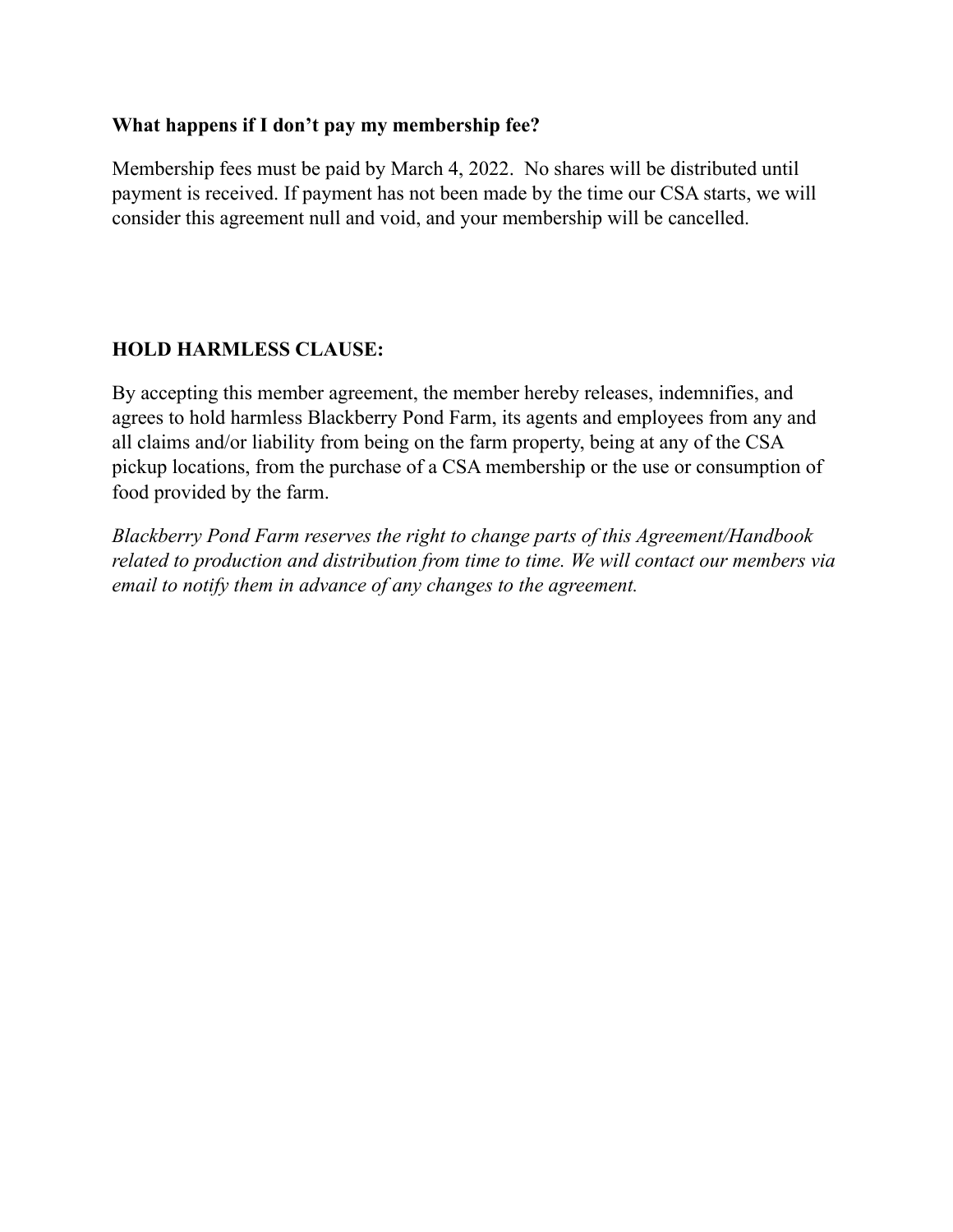**What happens if I don't pay my membership fee?**

Membership fees must be paid by March 4, 2022. No shares will be distributed until payment is received. If payment has not been made by the time our CSA starts, we will consider this agreement null and void, and your membership will be cancelled.

**HOLD HARMLESS CLAUSE:**

By accepting this member agreement, the member hereby releases, indemnifies, and agrees to hold harmless Blackberry Pond Farm, its agents and employees from any and all claims and/or liability from being on the farm property, being at any of the CSA pickup locations, from the purchase of a CSA membership or the use or consumption of food provided by the farm.

*Blackberry Pond Farm reserves the right to change parts of this Agreement/Handbook related to production and distribution from time to time. We will contact our members via email to notify them in advance of any changes to the agreement.*